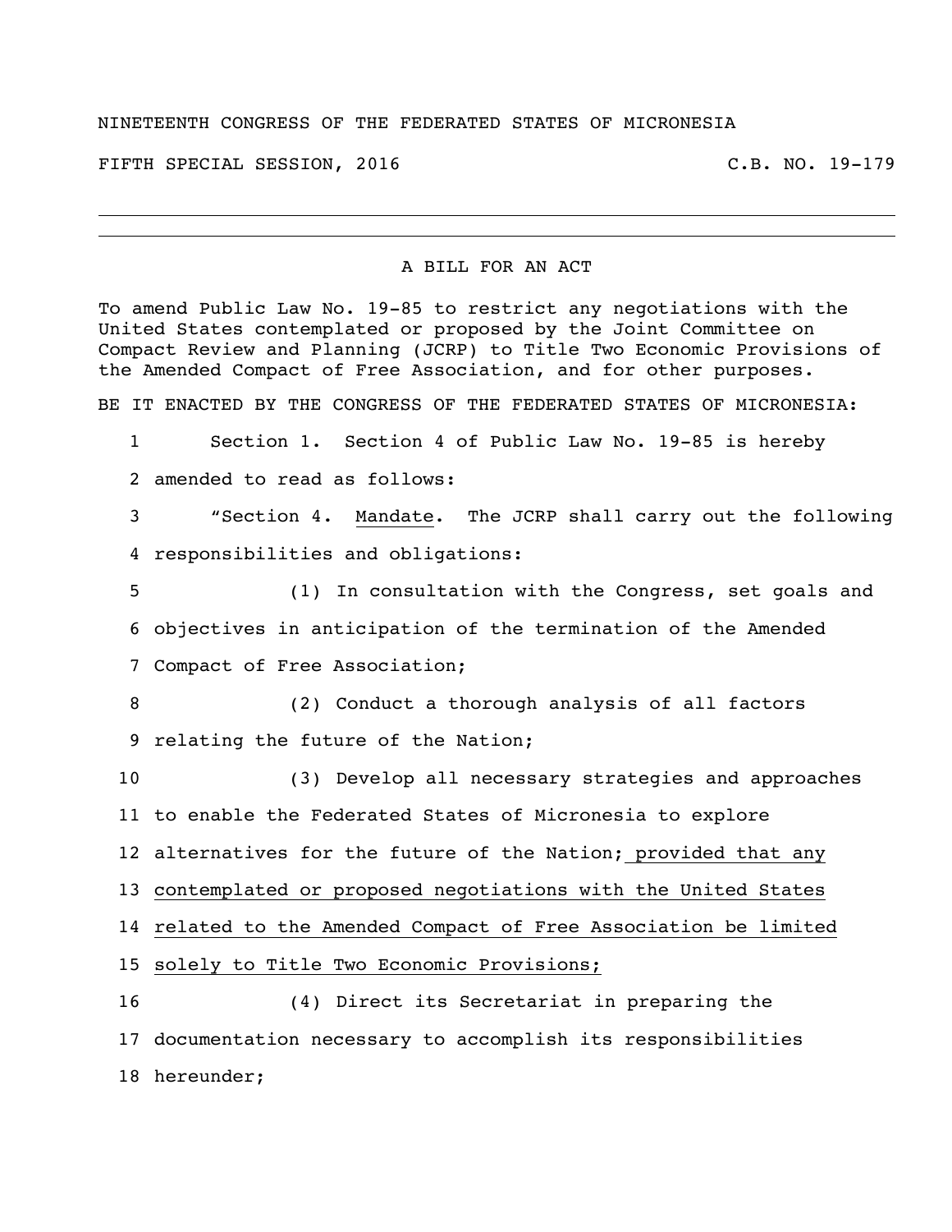NINETEENTH CONGRESS OF THE FEDERATED STATES OF MICRONESIA

FIFTH SPECIAL SESSION, 2016 C.B. NO. 19-179

---

A BILL FOR AN ACT

To amend Public Law No. 19-85 to restrict any negotiations with the United States contemplated or proposed by the Joint Committee on Compact Review and Planning (JCRP) to Title Two Economic Provisions of the Amended Compact of Free Association, and for other purposes.

BE IT ENACTED BY THE CONGRESS OF THE FEDERATED STATES OF MICRONESIA:

1 Section 1. Section 4 of Public Law No. 19-85 is hereby
2 amended to read as follows:
3 "Section 4. <u>Mandate</u>. The JCRP shall carry out the following
4 responsibilities and obligations:
5 (1) In consultation with the Congress, set goals and
6 objectives in anticipation of the termination of the Amended
7 Compact of Free Association;
8 (2) Conduct a thorough analysis of all factors
9 relating the future of the Nation;
10 (3) Develop all necessary strategies and approaches
11 to enable the Federated States of Micronesia to explore
12 alternatives for the future of the Nation;<u> provided that any</u>
13 <u>contemplated or proposed negotiations with the United States</u>
14 <u>related to the Amended Compact of Free Association be limited</u>
15 <u>solely to Title Two Economic Provisions;</u>
16 (4) Direct its Secretariat in preparing the
17 documentation necessary to accomplish its responsibilities
18 hereunder;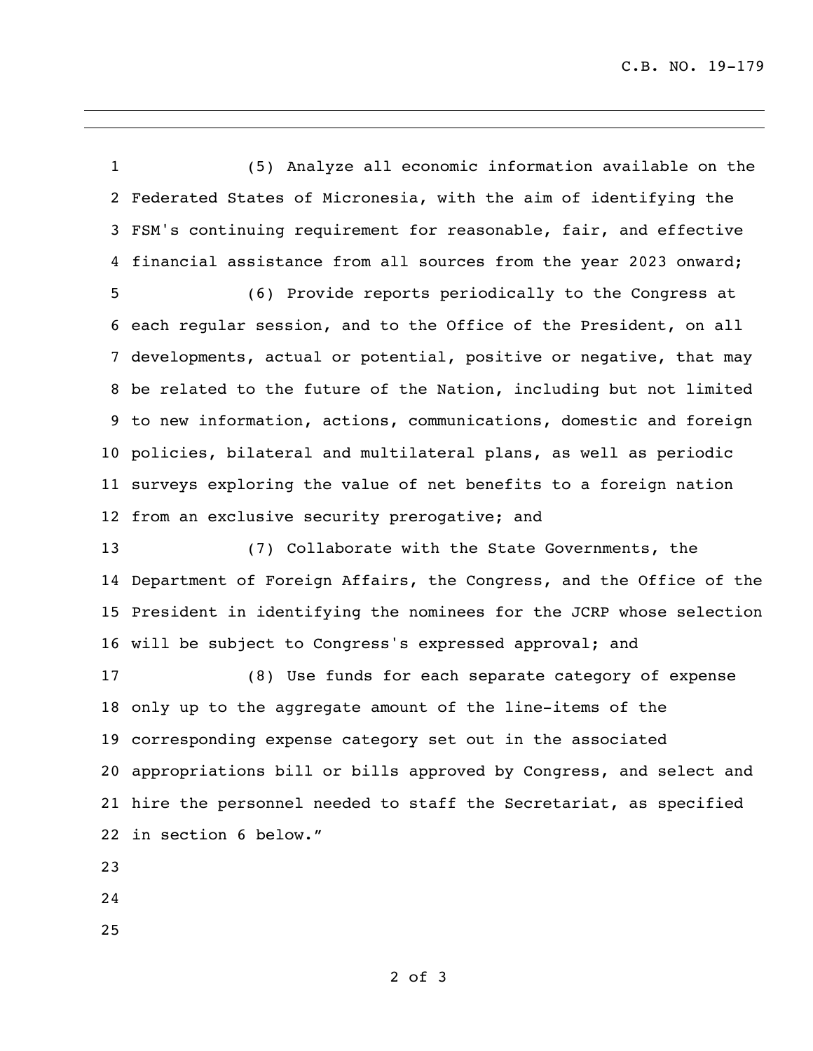(5) Analyze all economic information available on the Federated States of Micronesia, with the aim of identifying the FSM's continuing requirement for reasonable, fair, and effective financial assistance from all sources from the year 2023 onward;

(6) Provide reports periodically to the Congress at each regular session, and to the Office of the President, on all developments, actual or potential, positive or negative, that may be related to the future of the Nation, including but not limited to new information, actions, communications, domestic and foreign policies, bilateral and multilateral plans, as well as periodic surveys exploring the value of net benefits to a foreign nation from an exclusive security prerogative; and

(7) Collaborate with the State Governments, the Department of Foreign Affairs, the Congress, and the Office of the President in identifying the nominees for the JCRP whose selection will be subject to Congress's expressed approval; and

(8) Use funds for each separate category of expense only up to the aggregate amount of the line-items of the corresponding expense category set out in the associated appropriations bill or bills approved by Congress, and select and hire the personnel needed to staff the Secretariat, as specified in section 6 below."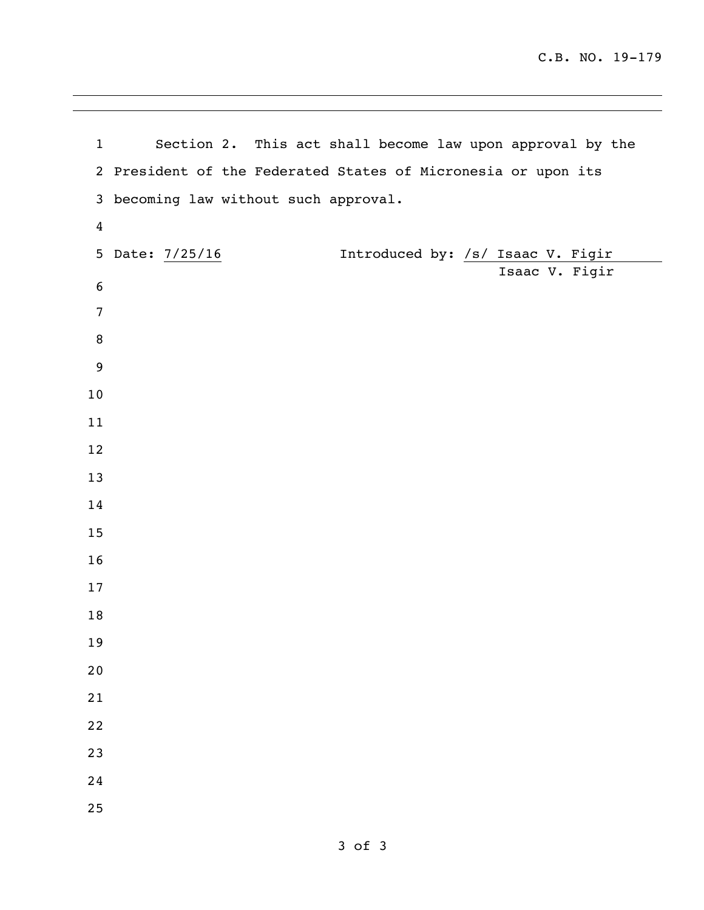Section 2. This act shall become law upon approval by the President of the Federated States of Micronesia or upon its becoming law without such approval.

Date: 7/25/16 Introduced by: /s/ Isaac V. Figir

Isaac V. Figir